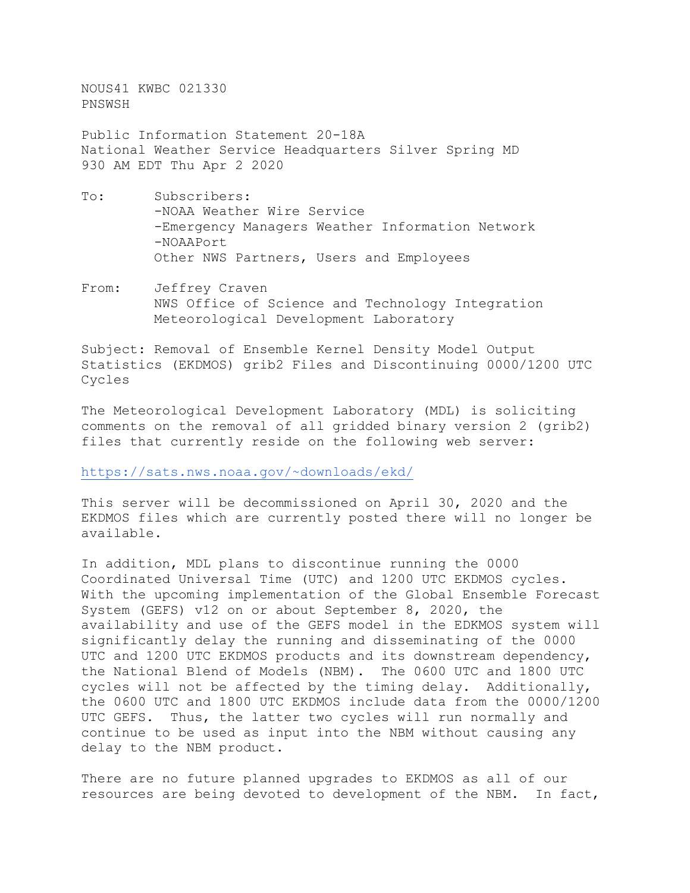NOUS41 KWBC 021330
PNSWSH

Public Information Statement 20-18A
National Weather Service Headquarters Silver Spring MD
930 AM EDT Thu Apr 2 2020

To: Subscribers:
-NOAA Weather Wire Service
-Emergency Managers Weather Information Network
-NOAAPort
Other NWS Partners, Users and Employees

From: Jeffrey Craven
NWS Office of Science and Technology Integration
Meteorological Development Laboratory

Subject: Removal of Ensemble Kernel Density Model Output Statistics (EKDMOS) grib2 Files and Discontinuing 0000/1200 UTC Cycles

The Meteorological Development Laboratory (MDL) is soliciting comments on the removal of all gridded binary version 2 (grib2) files that currently reside on the following web server:

https://sats.nws.noaa.gov/~downloads/ekd/

This server will be decommissioned on April 30, 2020 and the EKDMOS files which are currently posted there will no longer be available.

In addition, MDL plans to discontinue running the 0000 Coordinated Universal Time (UTC) and 1200 UTC EKDMOS cycles. With the upcoming implementation of the Global Ensemble Forecast System (GEFS) v12 on or about September 8, 2020, the availability and use of the GEFS model in the EDKMOS system will significantly delay the running and disseminating of the 0000 UTC and 1200 UTC EKDMOS products and its downstream dependency, the National Blend of Models (NBM). The 0600 UTC and 1800 UTC cycles will not be affected by the timing delay. Additionally, the 0600 UTC and 1800 UTC EKDMOS include data from the 0000/1200 UTC GEFS. Thus, the latter two cycles will run normally and continue to be used as input into the NBM without causing any delay to the NBM product.

There are no future planned upgrades to EKDMOS as all of our resources are being devoted to development of the NBM. In fact,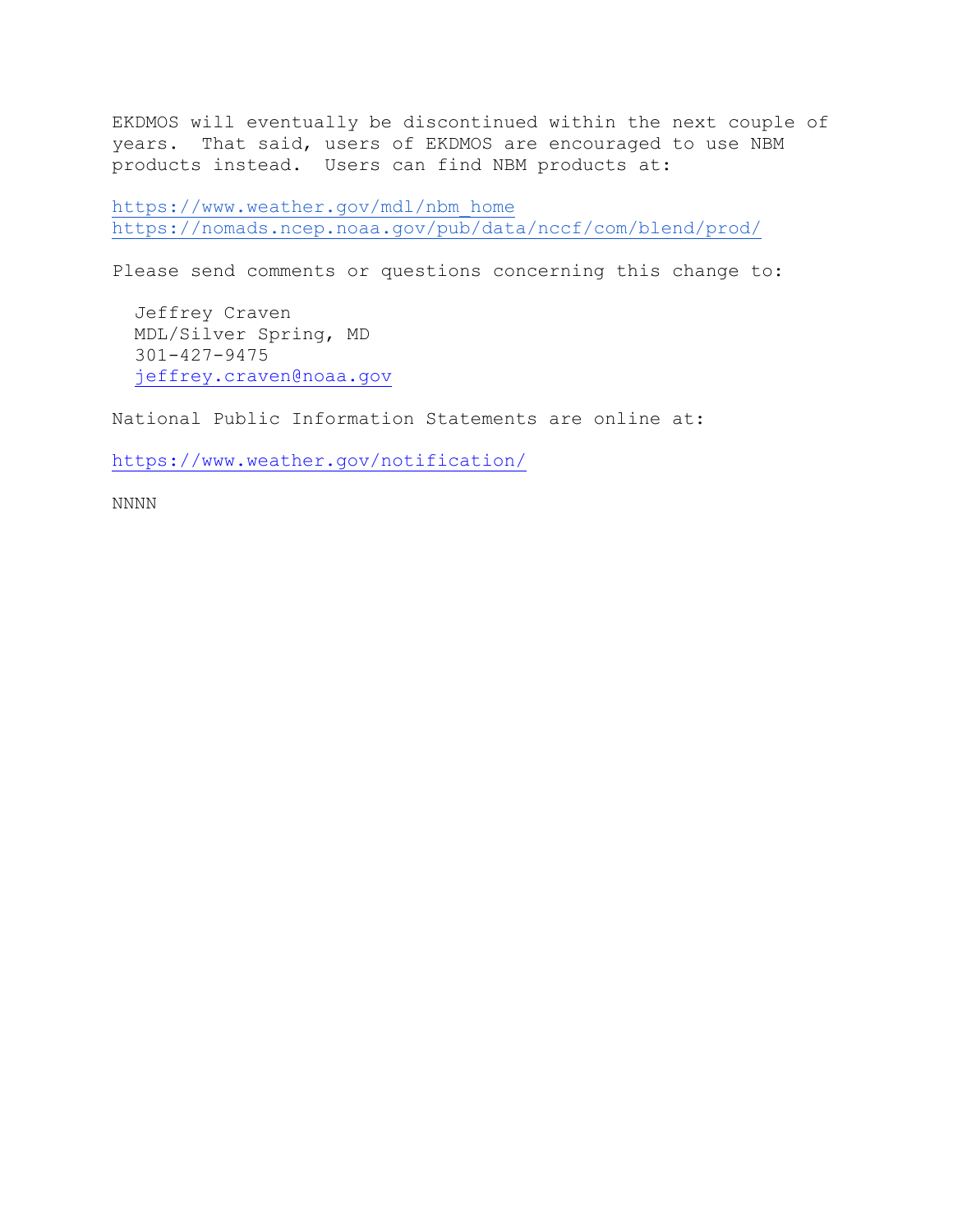EKDMOS will eventually be discontinued within the next couple of years. That said, users of EKDMOS are encouraged to use NBM products instead. Users can find NBM products at:

https://www.weather.gov/mdl/nbm_home
https://nomads.ncep.noaa.gov/pub/data/nccf/com/blend/prod/

Please send comments or questions concerning this change to:

Jeffrey Craven
MDL/Silver Spring, MD
301-427-9475
jeffrey.craven@noaa.gov

National Public Information Statements are online at:

https://www.weather.gov/notification/

NNNN